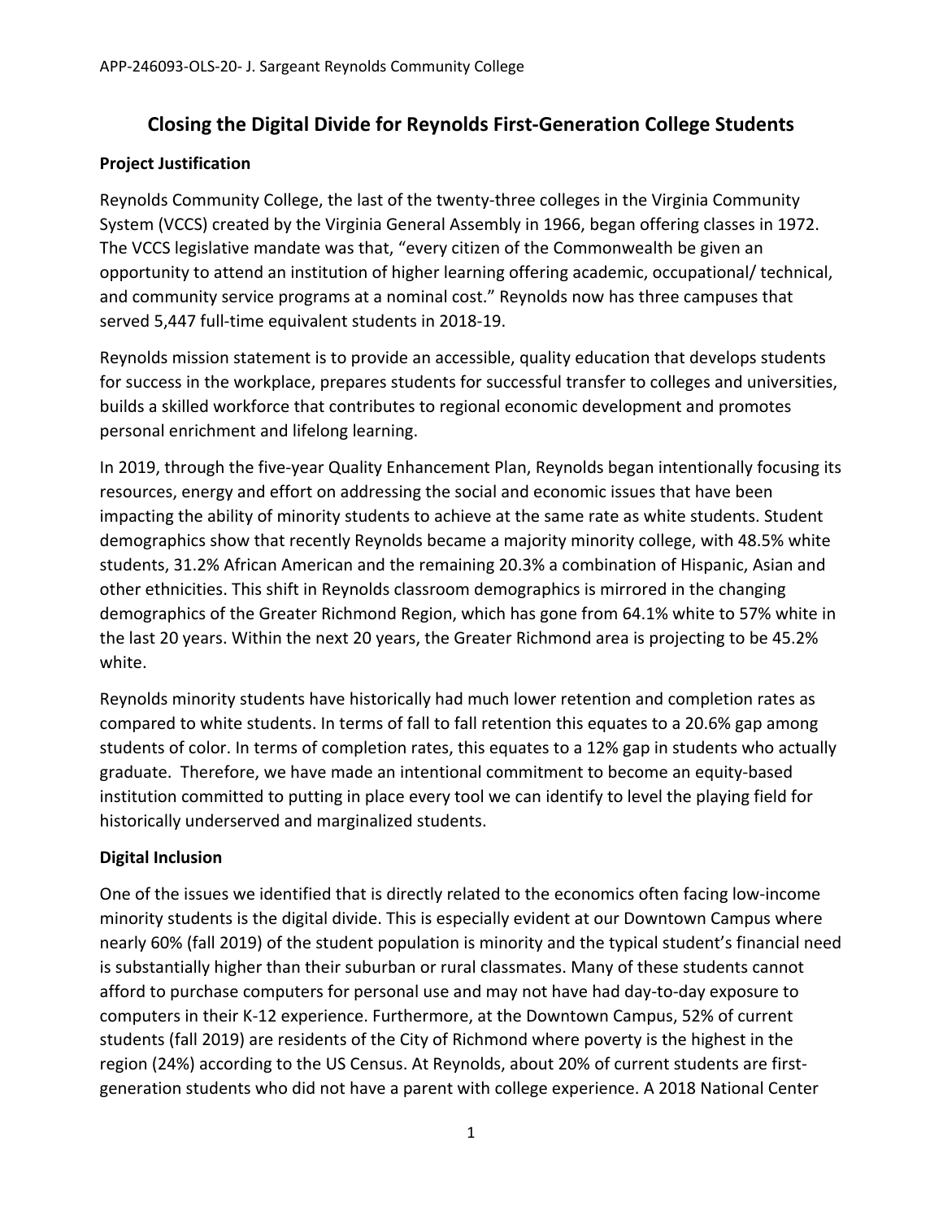# Closing the Digital Divide for Reynolds First-Generation College Students

## Project Justification

Reynolds Community College, the last of the twenty-three colleges in the Virginia Community System (VCCS) created by the Virginia General Assembly in 1966, began offering classes in 1972. The VCCS legislative mandate was that, "every citizen of the Commonwealth be given an opportunity to attend an institution of higher learning offering academic, occupational/ technical, and community service programs at a nominal cost." Reynolds now has three campuses that served 5,447 full-time equivalent students in 2018-19.

Reynolds mission statement is to provide an accessible, quality education that develops students for success in the workplace, prepares students for successful transfer to colleges and universities, builds a skilled workforce that contributes to regional economic development and promotes personal enrichment and lifelong learning.

In 2019, through the five-year Quality Enhancement Plan, Reynolds began intentionally focusing its resources, energy and effort on addressing the social and economic issues that have been impacting the ability of minority students to achieve at the same rate as white students. Student demographics show that recently Reynolds became a majority minority college, with 48.5% white students, 31.2% African American and the remaining 20.3% a combination of Hispanic, Asian and other ethnicities. This shift in Reynolds classroom demographics is mirrored in the changing demographics of the Greater Richmond Region, which has gone from 64.1% white to 57% white in the last 20 years. Within the next 20 years, the Greater Richmond area is projecting to be 45.2% white.

Reynolds minority students have historically had much lower retention and completion rates as compared to white students. In terms of fall to fall retention this equates to a 20.6% gap among students of color. In terms of completion rates, this equates to a 12% gap in students who actually graduate. Therefore, we have made an intentional commitment to become an equity-based institution committed to putting in place every tool we can identify to level the playing field for historically underserved and marginalized students.

## Digital Inclusion

One of the issues we identified that is directly related to the economics often facing low-income minority students is the digital divide. This is especially evident at our Downtown Campus where nearly 60% (fall 2019) of the student population is minority and the typical student's financial need is substantially higher than their suburban or rural classmates. Many of these students cannot afford to purchase computers for personal use and may not have had day-to-day exposure to computers in their K-12 experience. Furthermore, at the Downtown Campus, 52% of current students (fall 2019) are residents of the City of Richmond where poverty is the highest in the region (24%) according to the US Census. At Reynolds, about 20% of current students are first-generation students who did not have a parent with college experience. A 2018 National Center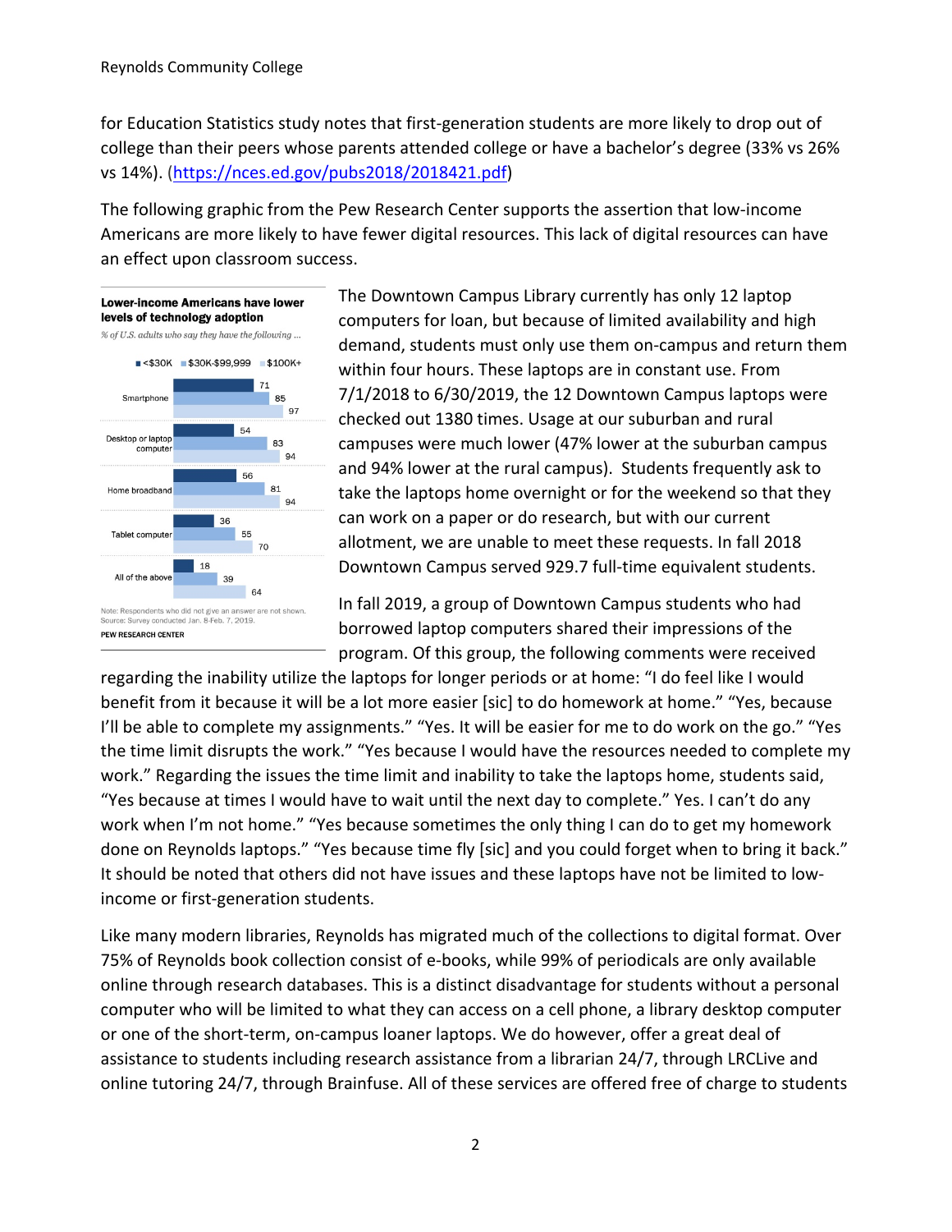for Education Statistics study notes that first-generation students are more likely to drop out of college than their peers whose parents attended college or have a bachelor's degree (33% vs 26% vs 14%). (https://nces.ed.gov/pubs2018/2018421.pdf)

The following graphic from the Pew Research Center supports the assertion that low-income Americans are more likely to have fewer digital resources. This lack of digital resources can have an effect upon classroom success.

**Lower-income Americans have lower levels of technology adoption**

*% of U.S. adults who say they have the following ...*

| | <$30K | $30K-$99,999 | $100K+ |
|---|---|---|---|
| Smartphone | 71 | 85 | 97 |
| Desktop or laptop computer | 54 | 83 | 94 |
| Home broadband | 56 | 81 | 94 |
| Tablet computer | 36 | 55 | 70 |
| All of the above | 18 | 39 | 64 |

Note: Respondents who did not give an answer are not shown.
Source: Survey conducted Jan. 8-Feb. 7, 2019.
PEW RESEARCH CENTER

The Downtown Campus Library currently has only 12 laptop computers for loan, but because of limited availability and high demand, students must only use them on-campus and return them within four hours. These laptops are in constant use. From 7/1/2018 to 6/30/2019, the 12 Downtown Campus laptops were checked out 1380 times. Usage at our suburban and rural campuses were much lower (47% lower at the suburban campus and 94% lower at the rural campus). Students frequently ask to take the laptops home overnight or for the weekend so that they can work on a paper or do research, but with our current allotment, we are unable to meet these requests. In fall 2018 Downtown Campus served 929.7 full-time equivalent students.

In fall 2019, a group of Downtown Campus students who had borrowed laptop computers shared their impressions of the program. Of this group, the following comments were received regarding the inability utilize the laptops for longer periods or at home: "I do feel like I would benefit from it because it will be a lot more easier [sic] to do homework at home." "Yes, because I'll be able to complete my assignments." "Yes. It will be easier for me to do work on the go." "Yes the time limit disrupts the work." "Yes because I would have the resources needed to complete my work." Regarding the issues the time limit and inability to take the laptops home, students said, "Yes because at times I would have to wait until the next day to complete." Yes. I can't do any work when I'm not home." "Yes because sometimes the only thing I can do to get my homework done on Reynolds laptops." "Yes because time fly [sic] and you could forget when to bring it back." It should be noted that others did not have issues and these laptops have not be limited to low-income or first-generation students.

Like many modern libraries, Reynolds has migrated much of the collections to digital format. Over 75% of Reynolds book collection consist of e-books, while 99% of periodicals are only available online through research databases. This is a distinct disadvantage for students without a personal computer who will be limited to what they can access on a cell phone, a library desktop computer or one of the short-term, on-campus loaner laptops. We do however, offer a great deal of assistance to students including research assistance from a librarian 24/7, through LRCLive and online tutoring 24/7, through Brainfuse. All of these services are offered free of charge to students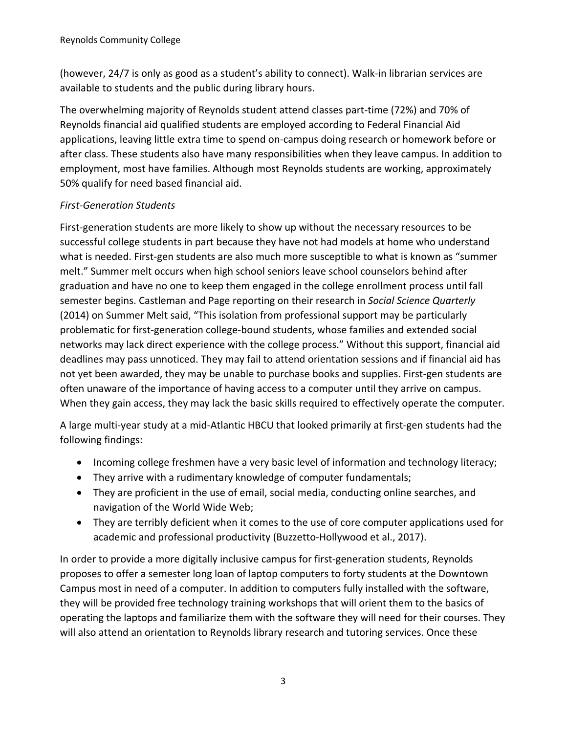(however, 24/7 is only as good as a student's ability to connect). Walk-in librarian services are available to students and the public during library hours.

The overwhelming majority of Reynolds student attend classes part-time (72%) and 70% of Reynolds financial aid qualified students are employed according to Federal Financial Aid applications, leaving little extra time to spend on-campus doing research or homework before or after class. These students also have many responsibilities when they leave campus. In addition to employment, most have families. Although most Reynolds students are working, approximately 50% qualify for need based financial aid.

*First-Generation Students*

First-generation students are more likely to show up without the necessary resources to be successful college students in part because they have not had models at home who understand what is needed. First-gen students are also much more susceptible to what is known as "summer melt." Summer melt occurs when high school seniors leave school counselors behind after graduation and have no one to keep them engaged in the college enrollment process until fall semester begins. Castleman and Page reporting on their research in *Social Science Quarterly* (2014) on Summer Melt said, "This isolation from professional support may be particularly problematic for first-generation college-bound students, whose families and extended social networks may lack direct experience with the college process." Without this support, financial aid deadlines may pass unnoticed. They may fail to attend orientation sessions and if financial aid has not yet been awarded, they may be unable to purchase books and supplies. First-gen students are often unaware of the importance of having access to a computer until they arrive on campus. When they gain access, they may lack the basic skills required to effectively operate the computer.

A large multi-year study at a mid-Atlantic HBCU that looked primarily at first-gen students had the following findings:

- Incoming college freshmen have a very basic level of information and technology literacy;
- They arrive with a rudimentary knowledge of computer fundamentals;
- They are proficient in the use of email, social media, conducting online searches, and navigation of the World Wide Web;
- They are terribly deficient when it comes to the use of core computer applications used for academic and professional productivity (Buzzetto-Hollywood et al., 2017).

In order to provide a more digitally inclusive campus for first-generation students, Reynolds proposes to offer a semester long loan of laptop computers to forty students at the Downtown Campus most in need of a computer. In addition to computers fully installed with the software, they will be provided free technology training workshops that will orient them to the basics of operating the laptops and familiarize them with the software they will need for their courses. They will also attend an orientation to Reynolds library research and tutoring services. Once these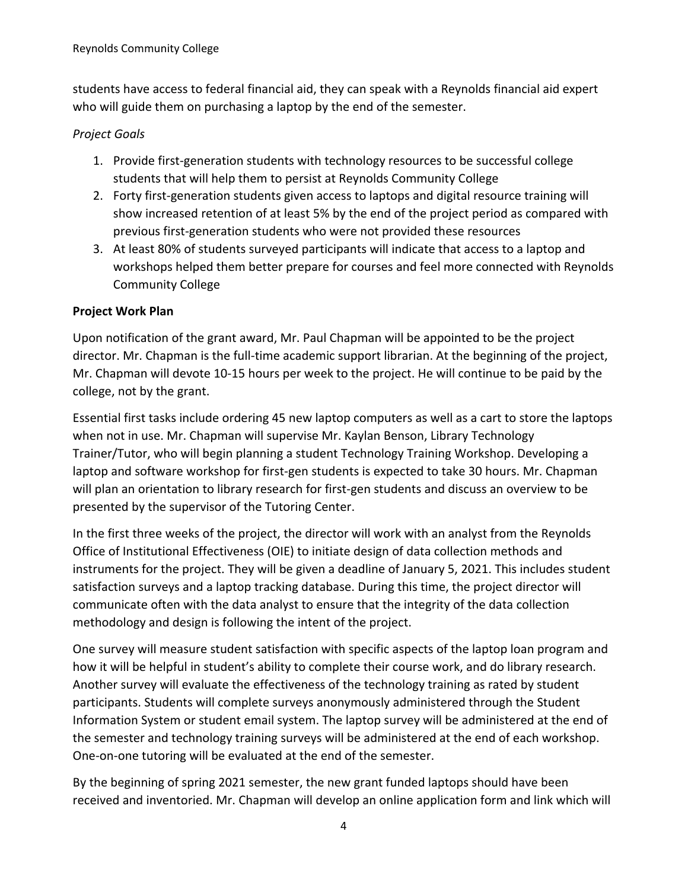students have access to federal financial aid, they can speak with a Reynolds financial aid expert who will guide them on purchasing a laptop by the end of the semester.

*Project Goals*

1. Provide first-generation students with technology resources to be successful college students that will help them to persist at Reynolds Community College
2. Forty first-generation students given access to laptops and digital resource training will show increased retention of at least 5% by the end of the project period as compared with previous first-generation students who were not provided these resources
3. At least 80% of students surveyed participants will indicate that access to a laptop and workshops helped them better prepare for courses and feel more connected with Reynolds Community College

**Project Work Plan**

Upon notification of the grant award, Mr. Paul Chapman will be appointed to be the project director. Mr. Chapman is the full-time academic support librarian. At the beginning of the project, Mr. Chapman will devote 10-15 hours per week to the project. He will continue to be paid by the college, not by the grant.

Essential first tasks include ordering 45 new laptop computers as well as a cart to store the laptops when not in use. Mr. Chapman will supervise Mr. Kaylan Benson, Library Technology Trainer/Tutor, who will begin planning a student Technology Training Workshop. Developing a laptop and software workshop for first-gen students is expected to take 30 hours. Mr. Chapman will plan an orientation to library research for first-gen students and discuss an overview to be presented by the supervisor of the Tutoring Center.

In the first three weeks of the project, the director will work with an analyst from the Reynolds Office of Institutional Effectiveness (OIE) to initiate design of data collection methods and instruments for the project. They will be given a deadline of January 5, 2021. This includes student satisfaction surveys and a laptop tracking database. During this time, the project director will communicate often with the data analyst to ensure that the integrity of the data collection methodology and design is following the intent of the project.

One survey will measure student satisfaction with specific aspects of the laptop loan program and how it will be helpful in student's ability to complete their course work, and do library research. Another survey will evaluate the effectiveness of the technology training as rated by student participants. Students will complete surveys anonymously administered through the Student Information System or student email system. The laptop survey will be administered at the end of the semester and technology training surveys will be administered at the end of each workshop. One-on-one tutoring will be evaluated at the end of the semester.

By the beginning of spring 2021 semester, the new grant funded laptops should have been received and inventoried. Mr. Chapman will develop an online application form and link which will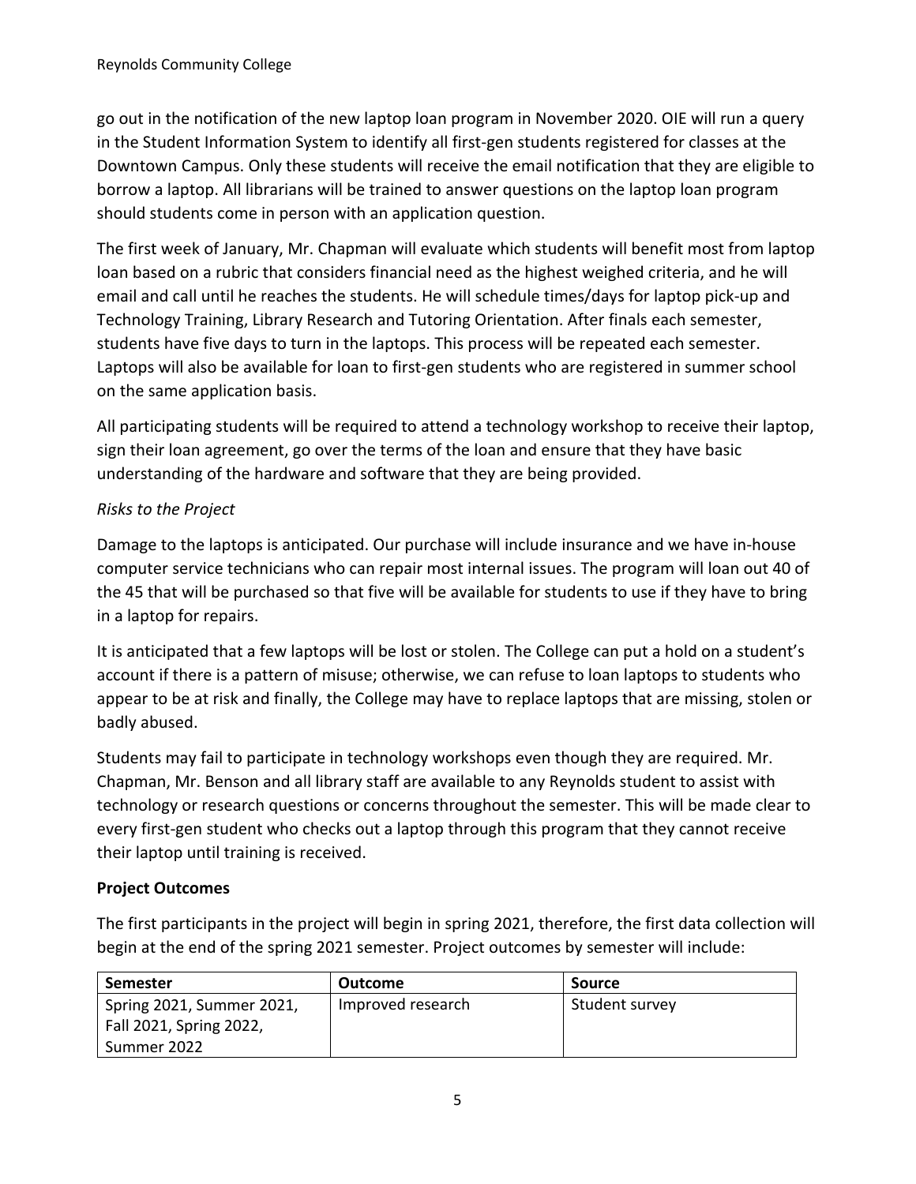go out in the notification of the new laptop loan program in November 2020. OIE will run a query in the Student Information System to identify all first-gen students registered for classes at the Downtown Campus. Only these students will receive the email notification that they are eligible to borrow a laptop. All librarians will be trained to answer questions on the laptop loan program should students come in person with an application question.

The first week of January, Mr. Chapman will evaluate which students will benefit most from laptop loan based on a rubric that considers financial need as the highest weighed criteria, and he will email and call until he reaches the students. He will schedule times/days for laptop pick-up and Technology Training, Library Research and Tutoring Orientation. After finals each semester, students have five days to turn in the laptops. This process will be repeated each semester. Laptops will also be available for loan to first-gen students who are registered in summer school on the same application basis.

All participating students will be required to attend a technology workshop to receive their laptop, sign their loan agreement, go over the terms of the loan and ensure that they have basic understanding of the hardware and software that they are being provided.

*Risks to the Project*

Damage to the laptops is anticipated. Our purchase will include insurance and we have in-house computer service technicians who can repair most internal issues. The program will loan out 40 of the 45 that will be purchased so that five will be available for students to use if they have to bring in a laptop for repairs.

It is anticipated that a few laptops will be lost or stolen. The College can put a hold on a student's account if there is a pattern of misuse; otherwise, we can refuse to loan laptops to students who appear to be at risk and finally, the College may have to replace laptops that are missing, stolen or badly abused.

Students may fail to participate in technology workshops even though they are required. Mr. Chapman, Mr. Benson and all library staff are available to any Reynolds student to assist with technology or research questions or concerns throughout the semester. This will be made clear to every first-gen student who checks out a laptop through this program that they cannot receive their laptop until training is received.

**Project Outcomes**

The first participants in the project will begin in spring 2021, therefore, the first data collection will begin at the end of the spring 2021 semester. Project outcomes by semester will include:

| Semester | Outcome | Source |
|---|---|---|
| Spring 2021, Summer 2021, Fall 2021, Spring 2022, Summer 2022 | Improved research | Student survey |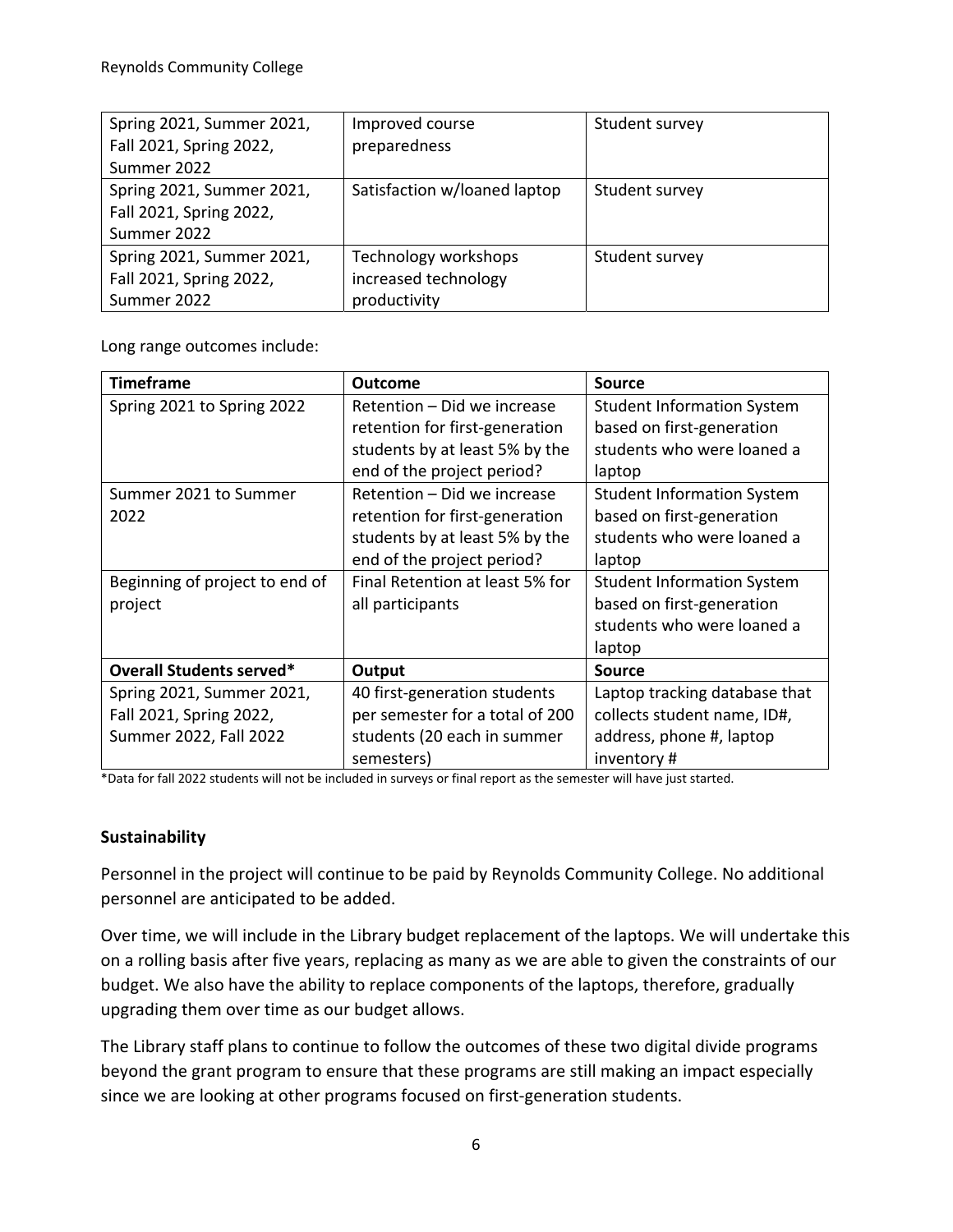| Spring 2021, Summer 2021, Fall 2021, Spring 2022, Summer 2022 | Improved course preparedness | Student survey |
|---|---|---|
| Spring 2021, Summer 2021, Fall 2021, Spring 2022, Summer 2022 | Satisfaction w/loaned laptop | Student survey |
| Spring 2021, Summer 2021, Fall 2021, Spring 2022, Summer 2022 | Technology workshops increased technology productivity | Student survey |

Long range outcomes include:

| **Timeframe** | **Outcome** | **Source** |
|---|---|---|
| Spring 2021 to Spring 2022 | Retention – Did we increase retention for first-generation students by at least 5% by the end of the project period? | Student Information System based on first-generation students who were loaned a laptop |
| Summer 2021 to Summer 2022 | Retention – Did we increase retention for first-generation students by at least 5% by the end of the project period? | Student Information System based on first-generation students who were loaned a laptop |
| Beginning of project to end of project | Final Retention at least 5% for all participants | Student Information System based on first-generation students who were loaned a laptop |
| **Overall Students served*** | **Output** | **Source** |
| Spring 2021, Summer 2021, Fall 2021, Spring 2022, Summer 2022, Fall 2022 | 40 first-generation students per semester for a total of 200 students (20 each in summer semesters) | Laptop tracking database that collects student name, ID#, address, phone #, laptop inventory # |

*Data for fall 2022 students will not be included in surveys or final report as the semester will have just started.

## Sustainability

Personnel in the project will continue to be paid by Reynolds Community College. No additional personnel are anticipated to be added.

Over time, we will include in the Library budget replacement of the laptops. We will undertake this on a rolling basis after five years, replacing as many as we are able to given the constraints of our budget. We also have the ability to replace components of the laptops, therefore, gradually upgrading them over time as our budget allows.

The Library staff plans to continue to follow the outcomes of these two digital divide programs beyond the grant program to ensure that these programs are still making an impact especially since we are looking at other programs focused on first-generation students.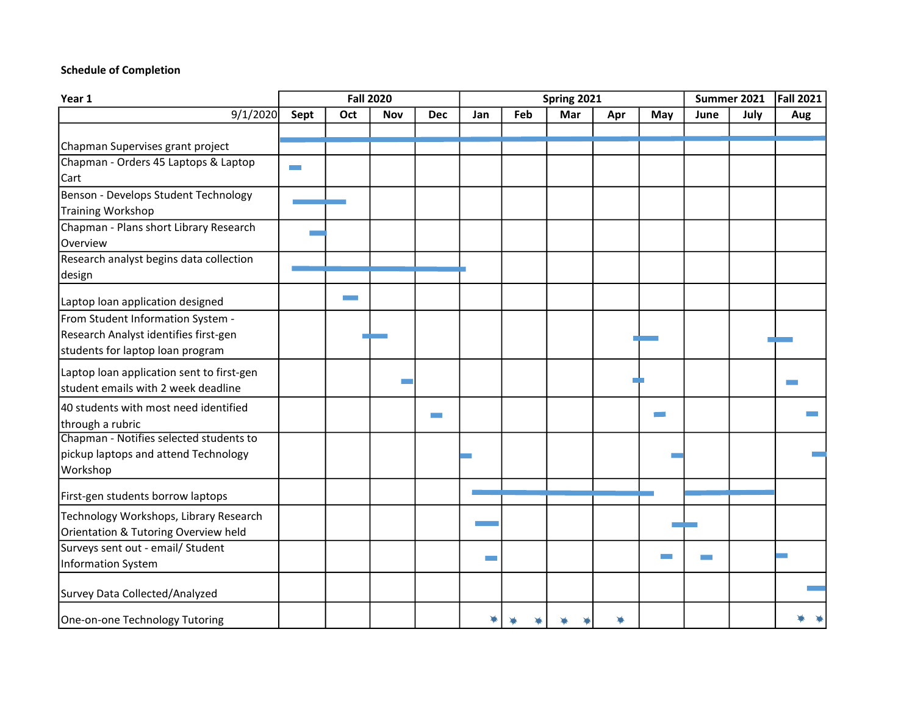**Schedule of Completion**

| Year 1 | Fall 2020 | | | | Spring 2021 | | | | | Summer 2021 | | Fall 2021 |
|---|---|---|---|---|---|---|---|---|---|---|---|---|
| 9/1/2020 | Sept | Oct | Nov | Dec | Jan | Feb | Mar | Apr | May | June | July | Aug |
| Chapman Supervises grant project | ▬ | ▬ | ▬ | ▬ | ▬ | ▬ | ▬ | ▬ | ▬ | ▬ | ▬ | ▬ |
| Chapman - Orders 45 Laptops & Laptop Cart | ▬ | | | | | | | | | | | |
| Benson - Develops Student Technology Training Workshop | ▬ | ▬ | | | | | | | | | | |
| Chapman - Plans short Library Research Overview | ▬ | | | | | | | | | | | |
| Research analyst begins data collection design | ▬ | ▬ | ▬ | ▬ | ▬ | | | | | | | |
| Laptop loan application designed | | ▬ | | | | | | | | | | |
| From Student Information System - Research Analyst identifies first-gen students for laptop loan program | | ▬ | ▬ | | | | | ▬ | ▬ | | ▬ | ▬ |
| Laptop loan application sent to first-gen student emails with 2 week deadline | | | ▬ | | | | | ▬ | ▬ | | | ▬ |
| 40 students with most need identified through a rubric | | | | ▬ | | | | | ▬ | | | ▬ |
| Chapman - Notifies selected students to pickup laptops and attend Technology Workshop | | | | | ▬ | | | | ▬ | | | ▬ |
| First-gen students borrow laptops | | | | | ▬ | ▬ | ▬ | ▬ | ▬ | ▬ | ▬ | |
| Technology Workshops, Library Research Orientation & Tutoring Overview held | | | | | ▬ | | | | ▬ | ▬ | | |
| Surveys sent out - email/ Student Information System | | | | | ▬ | | | | ▬ | ▬ | | ▬ |
| Survey Data Collected/Analyzed | | | | | | | | | | | | ▬ |
| One-on-one Technology Tutoring | | | | | ✷ | ✷ ✷ | ✷ ✷ | ✷ | | | | ✷ ✷ |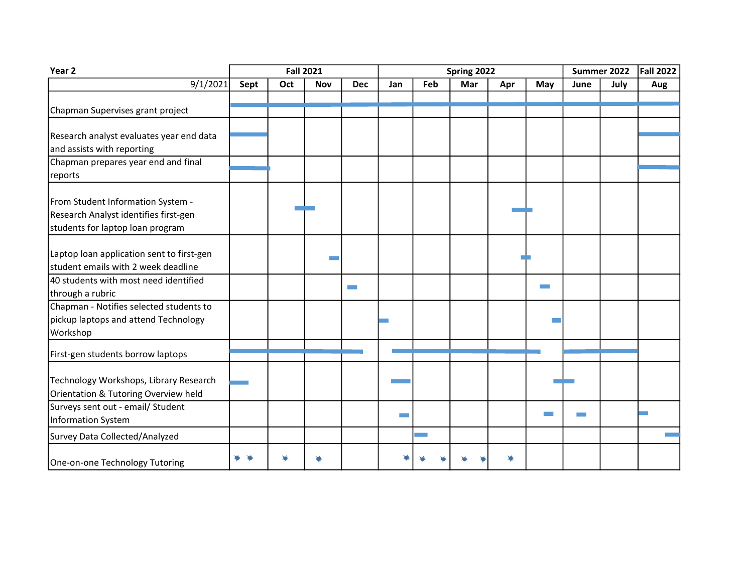| Year 2 | Fall 2021 | | | | Spring 2022 | | | | | Summer 2022 | | Fall 2022 |
|---|---|---|---|---|---|---|---|---|---|---|---|---|
| 9/1/2021 | Sept | Oct | Nov | Dec | Jan | Feb | Mar | Apr | May | June | July | Aug |
| Chapman Supervises grant project | | | | | | | | | | | | |
| Research analyst evaluates year end data and assists with reporting | | | | | | | | | | | | |
| Chapman prepares year end and final reports | | | | | | | | | | | | |
| From Student Information System - Research Analyst identifies first-gen students for laptop loan program | | | | | | | | | | | | |
| Laptop loan application sent to first-gen student emails with 2 week deadline | | | | | | | | | | | | |
| 40 students with most need identified through a rubric | | | | | | | | | | | | |
| Chapman - Notifies selected students to pickup laptops and attend Technology Workshop | | | | | | | | | | | | |
| First-gen students borrow laptops | | | | | | | | | | | | |
| Technology Workshops, Library Research Orientation & Tutoring Overview held | | | | | | | | | | | | |
| Surveys sent out - email/ Student Information System | | | | | | | | | | | | |
| Survey Data Collected/Analyzed | | | | | | | | | | | | |
| One-on-one Technology Tutoring | | | | | | | | | | | | |